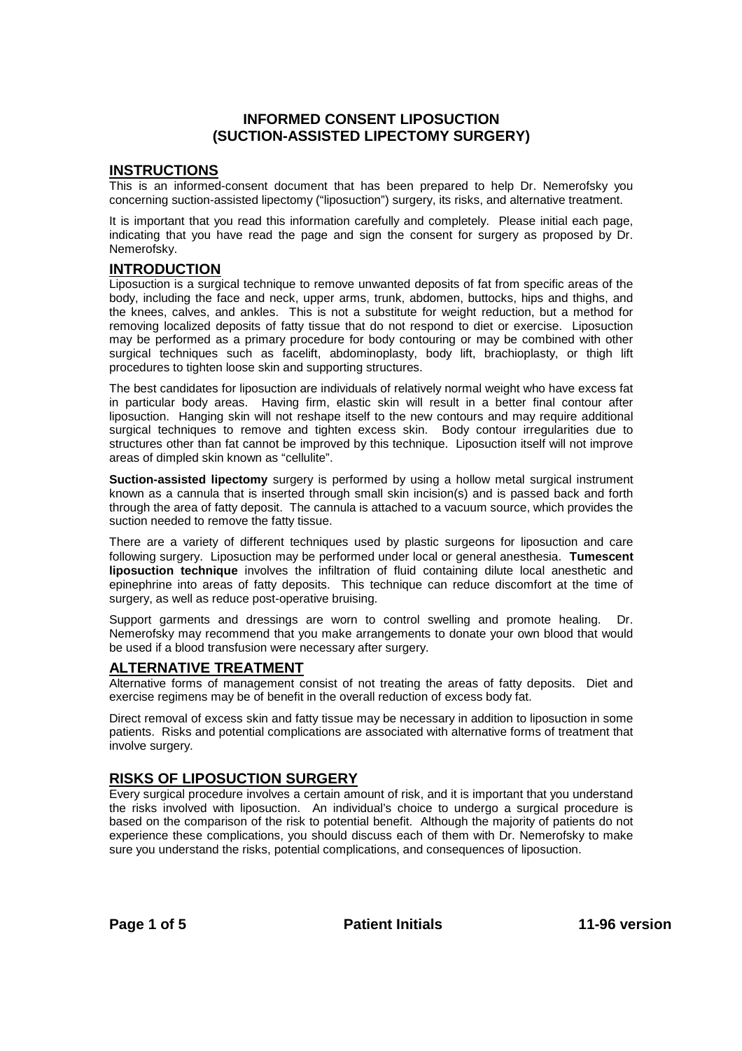# INFORMED CONSENT LIPOSUCTION (SUCTION-ASSISTED LIPECTOMY SURGERY)

## INSTRUCTIONS

This is an informed-consent document that has been prepared to help Dr. Nemerofsky you concerning suction-assisted lipectomy ("liposuction") surgery, its risks, and alternative treatment.

It is important that you read this information carefully and completely. Please initial each page, indicating that you have read the page and sign the consent for surgery as proposed by Dr. Nemerofsky.

## INTRODUCTION

Liposuction is a surgical technique to remove unwanted deposits of fat from specific areas of the body, including the face and neck, upper arms, trunk, abdomen, buttocks, hips and thighs, and the knees, calves, and ankles. This is not a substitute for weight reduction, but a method for removing localized deposits of fatty tissue that do not respond to diet or exercise. Liposuction may be performed as a primary procedure for body contouring or may be combined with other surgical techniques such as facelift, abdominoplasty, body lift, brachioplasty, or thigh lift procedures to tighten loose skin and supporting structures.

The best candidates for liposuction are individuals of relatively normal weight who have excess fat in particular body areas. Having firm, elastic skin will result in a better final contour after liposuction. Hanging skin will not reshape itself to the new contours and may require additional surgical techniques to remove and tighten excess skin. Body contour irregularities due to structures other than fat cannot be improved by this technique. Liposuction itself will not improve areas of dimpled skin known as "cellulite".

**Suction-assisted lipectomy** surgery is performed by using a hollow metal surgical instrument known as a cannula that is inserted through small skin incision(s) and is passed back and forth through the area of fatty deposit. The cannula is attached to a vacuum source, which provides the suction needed to remove the fatty tissue.

There are a variety of different techniques used by plastic surgeons for liposuction and care following surgery. Liposuction may be performed under local or general anesthesia. **Tumescent liposuction technique** involves the infiltration of fluid containing dilute local anesthetic and epinephrine into areas of fatty deposits. This technique can reduce discomfort at the time of surgery, as well as reduce post-operative bruising.

Support garments and dressings are worn to control swelling and promote healing. Dr. Nemerofsky may recommend that you make arrangements to donate your own blood that would be used if a blood transfusion were necessary after surgery.

## ALTERNATIVE TREATMENT

Alternative forms of management consist of not treating the areas of fatty deposits. Diet and exercise regimens may be of benefit in the overall reduction of excess body fat.

Direct removal of excess skin and fatty tissue may be necessary in addition to liposuction in some patients. Risks and potential complications are associated with alternative forms of treatment that involve surgery.

## RISKS OF LIPOSUCTION SURGERY

Every surgical procedure involves a certain amount of risk, and it is important that you understand the risks involved with liposuction. An individual's choice to undergo a surgical procedure is based on the comparison of the risk to potential benefit. Although the majority of patients do not experience these complications, you should discuss each of them with Dr. Nemerofsky to make sure you understand the risks, potential complications, and consequences of liposuction.

Patient Initials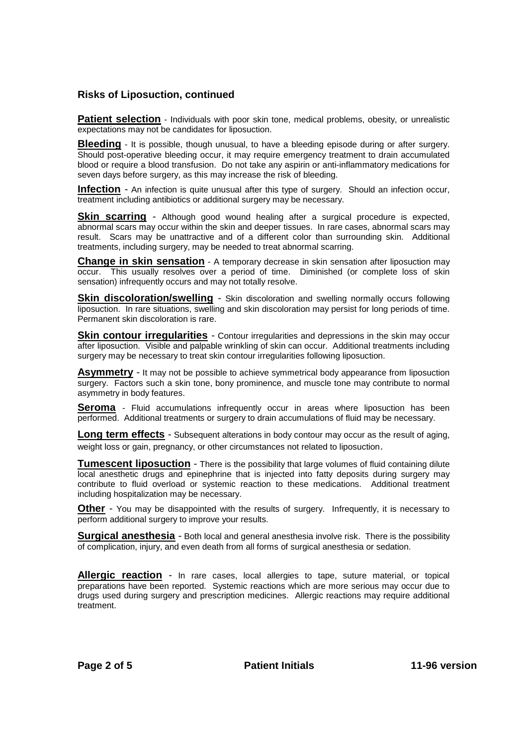## Risks of Liposuction, continued

**Patient selection** - Individuals with poor skin tone, medical problems, obesity, or unrealistic expectations may not be candidates for liposuction.

**Bleeding** - It is possible, though unusual, to have a bleeding episode during or after surgery. Should post-operative bleeding occur, it may require emergency treatment to drain accumulated blood or require a blood transfusion. Do not take any aspirin or anti-inflammatory medications for seven days before surgery, as this may increase the risk of bleeding.

**Infection** - An infection is quite unusual after this type of surgery. Should an infection occur, treatment including antibiotics or additional surgery may be necessary.

**Skin scarring** - Although good wound healing after a surgical procedure is expected, abnormal scars may occur within the skin and deeper tissues. In rare cases, abnormal scars may result. Scars may be unattractive and of a different color than surrounding skin. Additional treatments, including surgery, may be needed to treat abnormal scarring.

**Change in skin sensation** - A temporary decrease in skin sensation after liposuction may occur. This usually resolves over a period of time. Diminished (or complete loss of skin sensation) infrequently occurs and may not totally resolve.

**Skin discoloration/swelling** - Skin discoloration and swelling normally occurs following liposuction. In rare situations, swelling and skin discoloration may persist for long periods of time. Permanent skin discoloration is rare.

**Skin contour irregularities** - Contour irregularities and depressions in the skin may occur after liposuction. Visible and palpable wrinkling of skin can occur. Additional treatments including surgery may be necessary to treat skin contour irregularities following liposuction.

**Asymmetry** - It may not be possible to achieve symmetrical body appearance from liposuction surgery. Factors such a skin tone, bony prominence, and muscle tone may contribute to normal asymmetry in body features.

**Seroma** - Fluid accumulations infrequently occur in areas where liposuction has been performed. Additional treatments or surgery to drain accumulations of fluid may be necessary.

**Long term effects** - Subsequent alterations in body contour may occur as the result of aging, weight loss or gain, pregnancy, or other circumstances not related to liposuction.

**Tumescent liposuction** - There is the possibility that large volumes of fluid containing dilute local anesthetic drugs and epinephrine that is injected into fatty deposits during surgery may contribute to fluid overload or systemic reaction to these medications. Additional treatment including hospitalization may be necessary.

**Other** - You may be disappointed with the results of surgery. Infrequently, it is necessary to perform additional surgery to improve your results.

**Surgical anesthesia** - Both local and general anesthesia involve risk. There is the possibility of complication, injury, and even death from all forms of surgical anesthesia or sedation.

**Allergic reaction** - In rare cases, local allergies to tape, suture material, or topical preparations have been reported. Systemic reactions which are more serious may occur due to drugs used during surgery and prescription medicines. Allergic reactions may require additional treatment.

**Patient Initials** **11-96 version**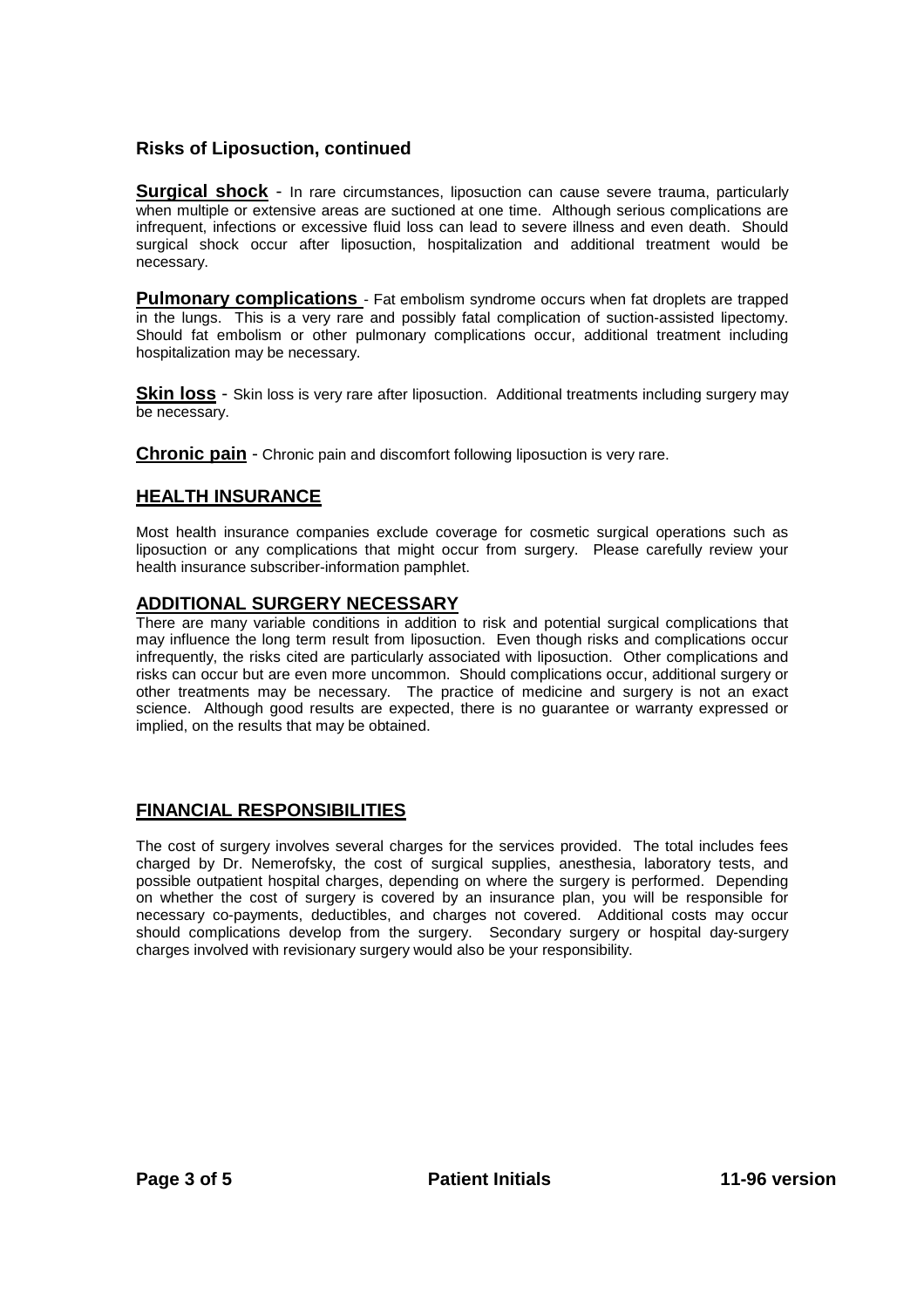### Risks of Liposuction, continued

**Surgical shock** - In rare circumstances, liposuction can cause severe trauma, particularly when multiple or extensive areas are suctioned at one time. Although serious complications are infrequent, infections or excessive fluid loss can lead to severe illness and even death. Should surgical shock occur after liposuction, hospitalization and additional treatment would be necessary.

**Pulmonary complications** - Fat embolism syndrome occurs when fat droplets are trapped in the lungs. This is a very rare and possibly fatal complication of suction-assisted lipectomy. Should fat embolism or other pulmonary complications occur, additional treatment including hospitalization may be necessary.

**Skin loss** - Skin loss is very rare after liposuction. Additional treatments including surgery may be necessary.

**Chronic pain** - Chronic pain and discomfort following liposuction is very rare.

## HEALTH INSURANCE

Most health insurance companies exclude coverage for cosmetic surgical operations such as liposuction or any complications that might occur from surgery. Please carefully review your health insurance subscriber-information pamphlet.

## ADDITIONAL SURGERY NECESSARY

There are many variable conditions in addition to risk and potential surgical complications that may influence the long term result from liposuction. Even though risks and complications occur infrequently, the risks cited are particularly associated with liposuction. Other complications and risks can occur but are even more uncommon. Should complications occur, additional surgery or other treatments may be necessary. The practice of medicine and surgery is not an exact science. Although good results are expected, there is no guarantee or warranty expressed or implied, on the results that may be obtained.

## FINANCIAL RESPONSIBILITIES

The cost of surgery involves several charges for the services provided. The total includes fees charged by Dr. Nemerofsky, the cost of surgical supplies, anesthesia, laboratory tests, and possible outpatient hospital charges, depending on where the surgery is performed. Depending on whether the cost of surgery is covered by an insurance plan, you will be responsible for necessary co-payments, deductibles, and charges not covered. Additional costs may occur should complications develop from the surgery. Secondary surgery or hospital day-surgery charges involved with revisionary surgery would also be your responsibility.

**Patient Initials**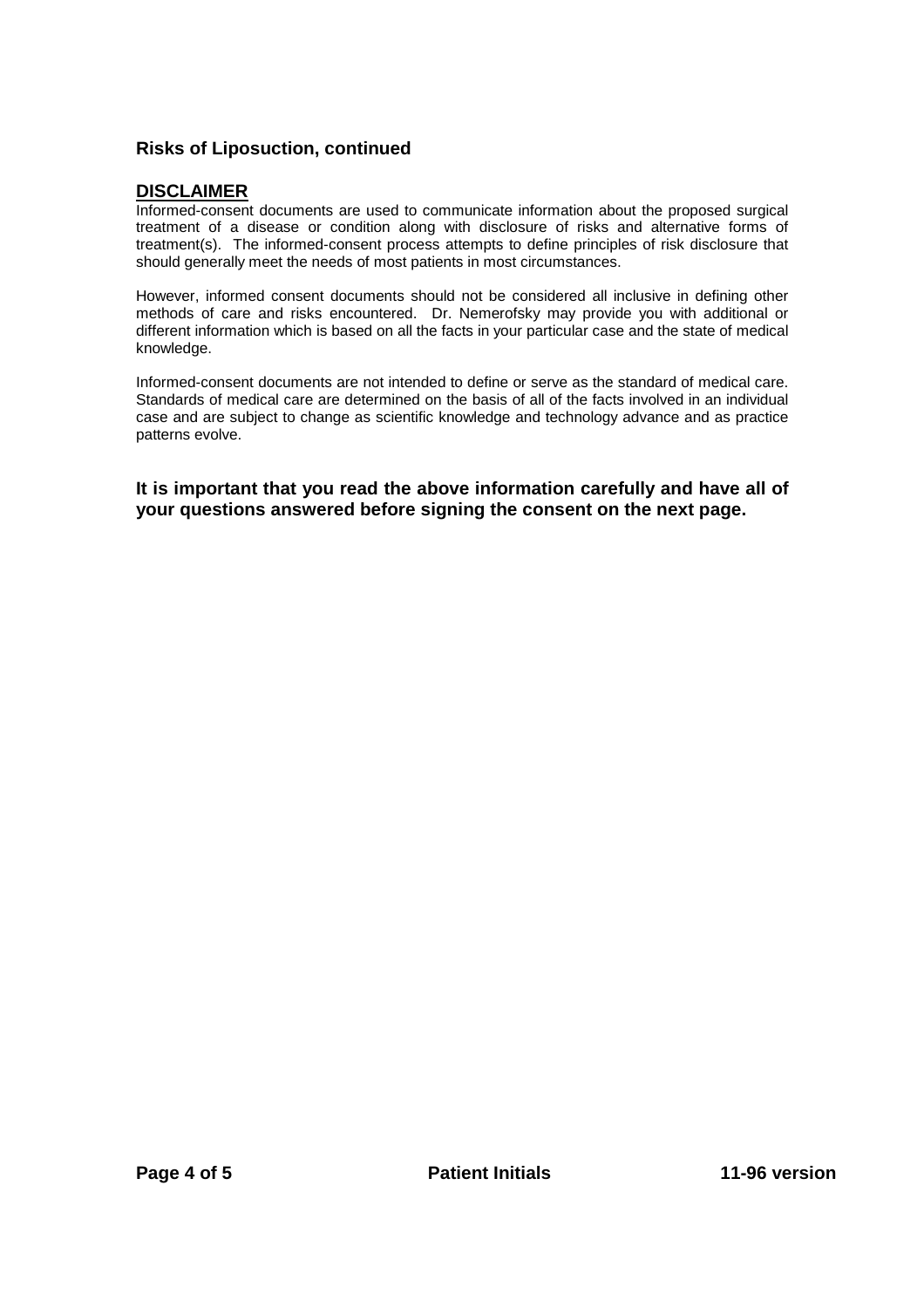### Risks of Liposuction, continued

## DISCLAIMER

Informed-consent documents are used to communicate information about the proposed surgical treatment of a disease or condition along with disclosure of risks and alternative forms of treatment(s). The informed-consent process attempts to define principles of risk disclosure that should generally meet the needs of most patients in most circumstances.

However, informed consent documents should not be considered all inclusive in defining other methods of care and risks encountered. Dr. Nemerofsky may provide you with additional or different information which is based on all the facts in your particular case and the state of medical knowledge.

Informed-consent documents are not intended to define or serve as the standard of medical care. Standards of medical care are determined on the basis of all of the facts involved in an individual case and are subject to change as scientific knowledge and technology advance and as practice patterns evolve.

**It is important that you read the above information carefully and have all of your questions answered before signing the consent on the next page.**

**Patient Initials** **11-96 version**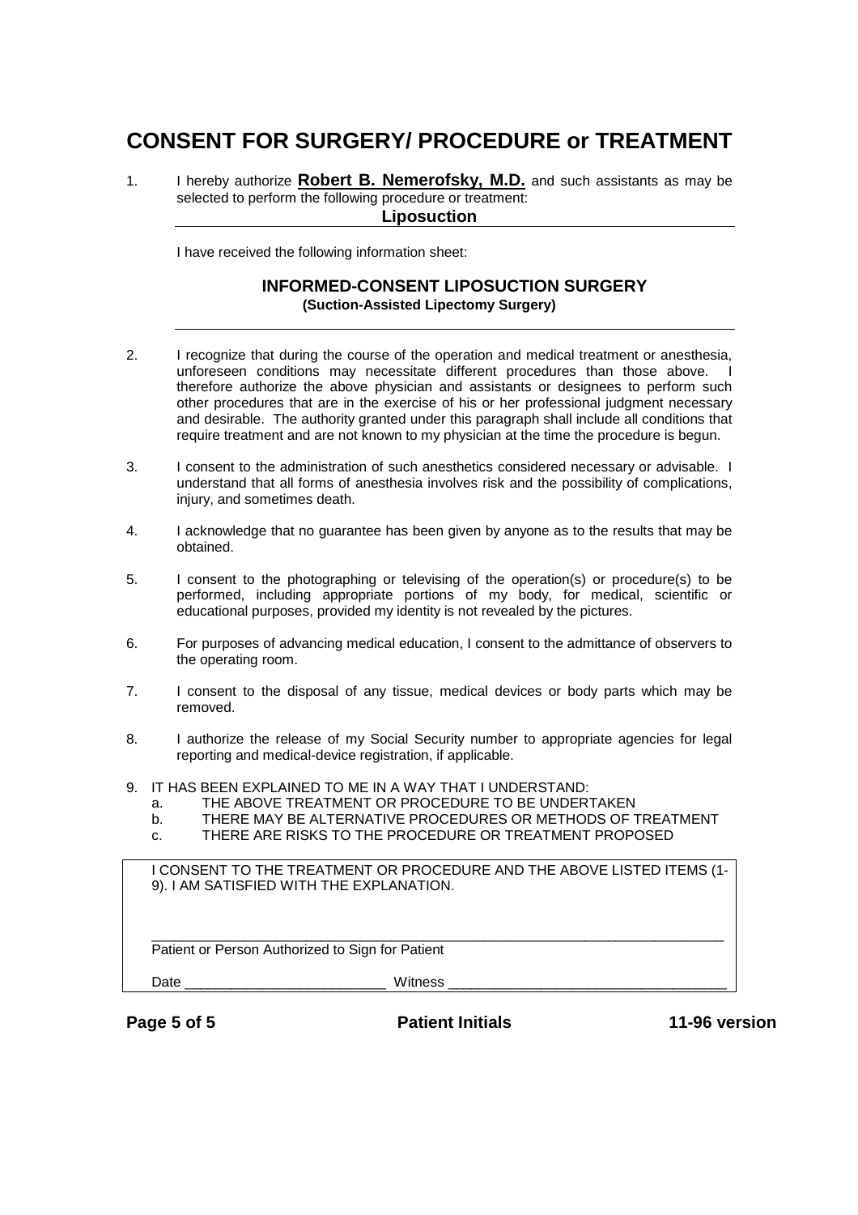# CONSENT FOR SURGERY/ PROCEDURE or TREATMENT

1. I hereby authorize **Robert B. Nemerofsky, M.D.** and such assistants as may be selected to perform the following procedure or treatment:

   **Liposuction**

   I have received the following information sheet:

   **INFORMED-CONSENT LIPOSUCTION SURGERY**
   **(Suction-Assisted Lipectomy Surgery)**

2. I recognize that during the course of the operation and medical treatment or anesthesia, unforeseen conditions may necessitate different procedures than those above. I therefore authorize the above physician and assistants or designees to perform such other procedures that are in the exercise of his or her professional judgment necessary and desirable. The authority granted under this paragraph shall include all conditions that require treatment and are not known to my physician at the time the procedure is begun.

3. I consent to the administration of such anesthetics considered necessary or advisable. I understand that all forms of anesthesia involves risk and the possibility of complications, injury, and sometimes death.

4. I acknowledge that no guarantee has been given by anyone as to the results that may be obtained.

5. I consent to the photographing or televising of the operation(s) or procedure(s) to be performed, including appropriate portions of my body, for medical, scientific or educational purposes, provided my identity is not revealed by the pictures.

6. For purposes of advancing medical education, I consent to the admittance of observers to the operating room.

7. I consent to the disposal of any tissue, medical devices or body parts which may be removed.

8. I authorize the release of my Social Security number to appropriate agencies for legal reporting and medical-device registration, if applicable.

9. IT HAS BEEN EXPLAINED TO ME IN A WAY THAT I UNDERSTAND:
   a. THE ABOVE TREATMENT OR PROCEDURE TO BE UNDERTAKEN
   b. THERE MAY BE ALTERNATIVE PROCEDURES OR METHODS OF TREATMENT
   c. THERE ARE RISKS TO THE PROCEDURE OR TREATMENT PROPOSED

I CONSENT TO THE TREATMENT OR PROCEDURE AND THE ABOVE LISTED ITEMS (1-9). I AM SATISFIED WITH THE EXPLANATION.

_______________________________________________________________

Patient or Person Authorized to Sign for Patient

Date ___________________________ Witness ___________________________________

**Patient Initials** **11-96 version**